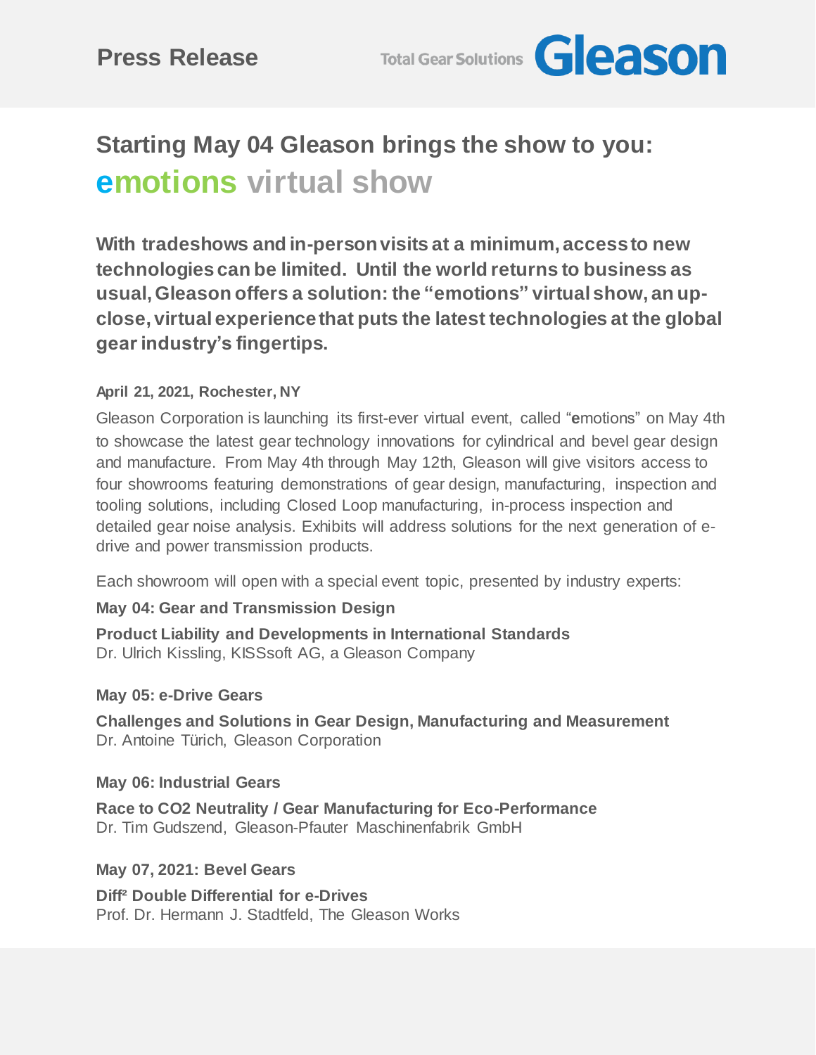Press Release

Total Gear Solutions **Gleason**

# Starting May 04 Gleason brings the show to you: emotions virtual show

**With tradeshows and in-person visits at a minimum, access to new technologies can be limited. Until the world returns to business as usual, Gleason offers a solution: the "emotions" virtual show, an up-close, virtual experience that puts the latest technologies at the global gear industry's fingertips.**

**April 21, 2021, Rochester, NY**

Gleason Corporation is launching its first-ever virtual event, called "**e**motions" on May 4th to showcase the latest gear technology innovations for cylindrical and bevel gear design and manufacture. From May 4th through May 12th, Gleason will give visitors access to four showrooms featuring demonstrations of gear design, manufacturing, inspection and tooling solutions, including Closed Loop manufacturing, in-process inspection and detailed gear noise analysis. Exhibits will address solutions for the next generation of e-drive and power transmission products.

Each showroom will open with a special event topic, presented by industry experts:

**May 04: Gear and Transmission Design**

**Product Liability and Developments in International Standards**
Dr. Ulrich Kissling, KISSsoft AG, a Gleason Company

**May 05: e-Drive Gears**

**Challenges and Solutions in Gear Design, Manufacturing and Measurement**
Dr. Antoine Türich, Gleason Corporation

**May 06: Industrial Gears**

**Race to CO2 Neutrality / Gear Manufacturing for Eco-Performance**
Dr. Tim Gudszend, Gleason-Pfauter Maschinenfabrik GmbH

**May 07, 2021: Bevel Gears**

**Diff² Double Differential for e-Drives**
Prof. Dr. Hermann J. Stadtfeld, The Gleason Works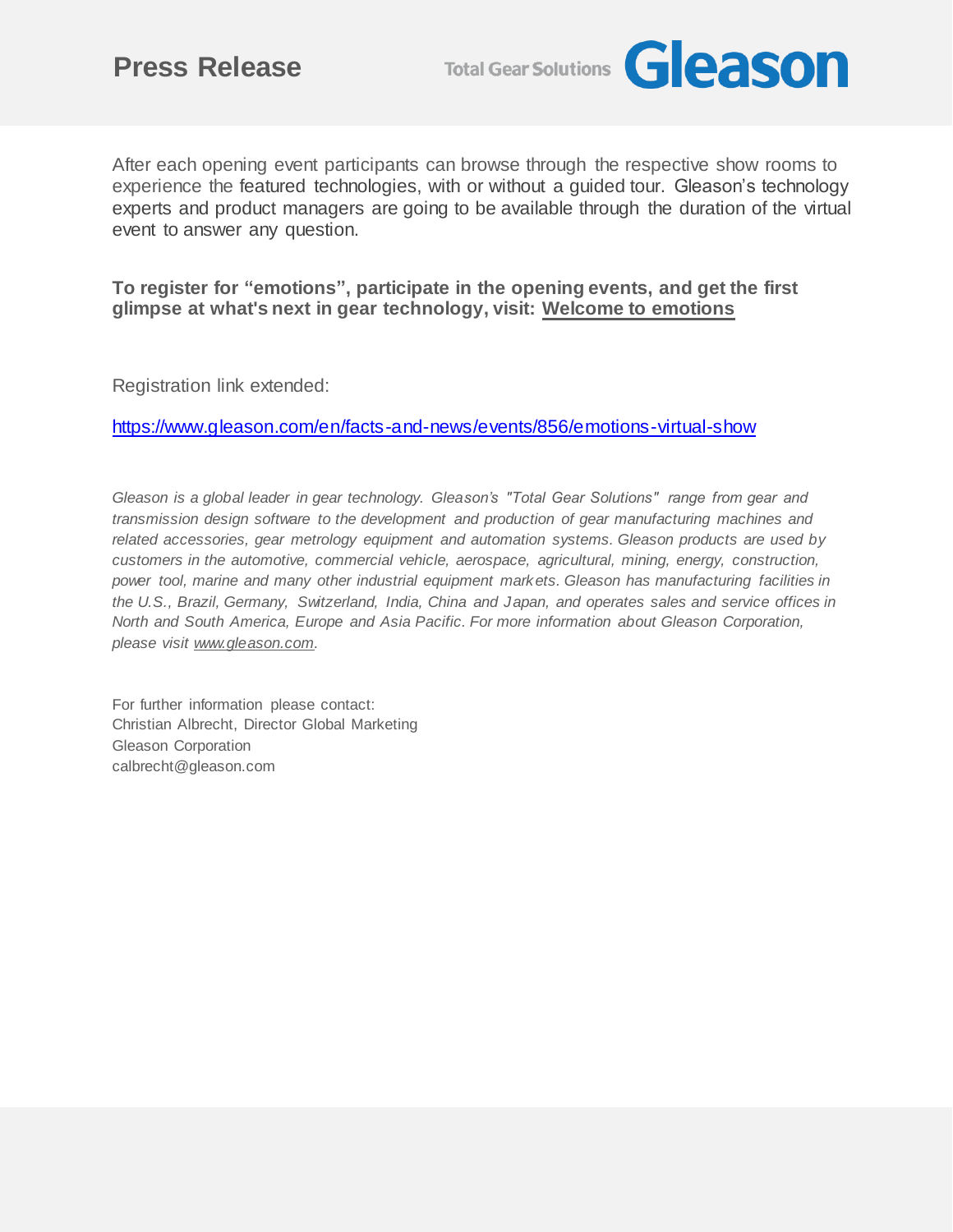After each opening event participants can browse through the respective show rooms to experience the featured technologies, with or without a guided tour. Gleason's technology experts and product managers are going to be available through the duration of the virtual event to answer any question.

**To register for "emotions", participate in the opening events, and get the first glimpse at what's next in gear technology, visit: Welcome to emotions**

Registration link extended:

https://www.gleason.com/en/facts-and-news/events/856/emotions-virtual-show

*Gleason is a global leader in gear technology. Gleason's "Total Gear Solutions" range from gear and transmission design software to the development and production of gear manufacturing machines and related accessories, gear metrology equipment and automation systems. Gleason products are used by customers in the automotive, commercial vehicle, aerospace, agricultural, mining, energy, construction, power tool, marine and many other industrial equipment markets. Gleason has manufacturing facilities in the U.S., Brazil, Germany, Switzerland, India, China and Japan, and operates sales and service offices in North and South America, Europe and Asia Pacific. For more information about Gleason Corporation, please visit www.gleason.com.*

For further information please contact:
Christian Albrecht, Director Global Marketing
Gleason Corporation
calbrecht@gleason.com